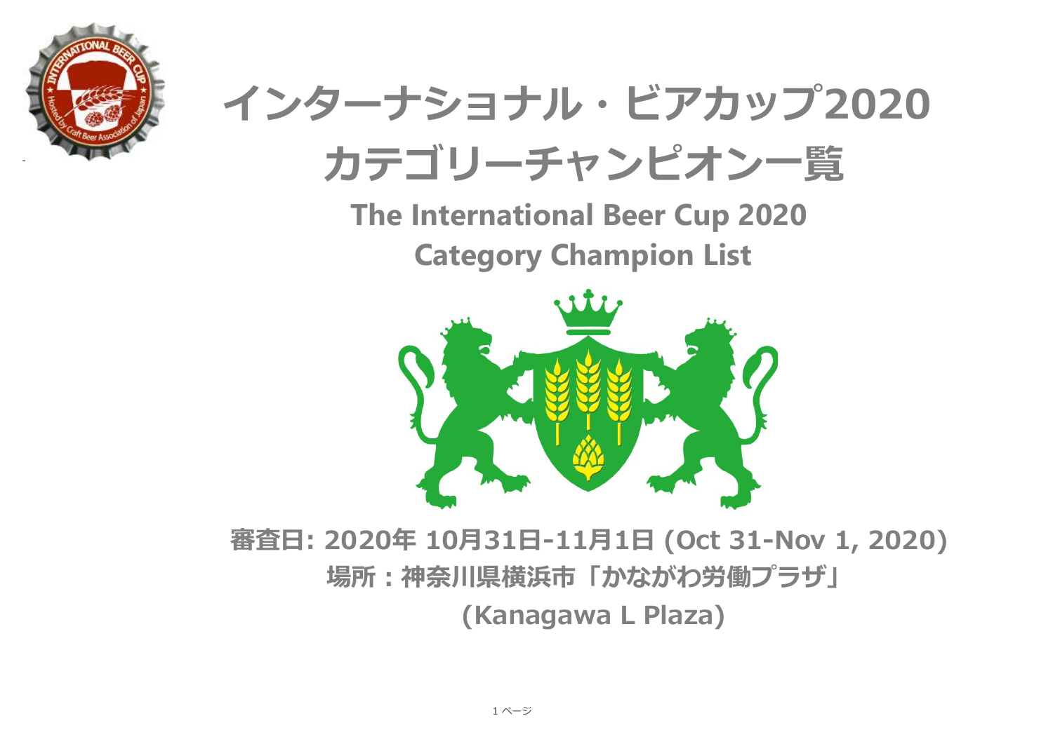# インターナショナル・ビアカップ2020
# カテゴリーチャンピオン一覧

## The International Beer Cup 2020
## Category Champion List

**審査日: 2020年 10月31日-11月1日 (Oct 31-Nov 1, 2020)**

**場所：神奈川県横浜市「かながわ労働プラザ」**

**(Kanagawa L Plaza)**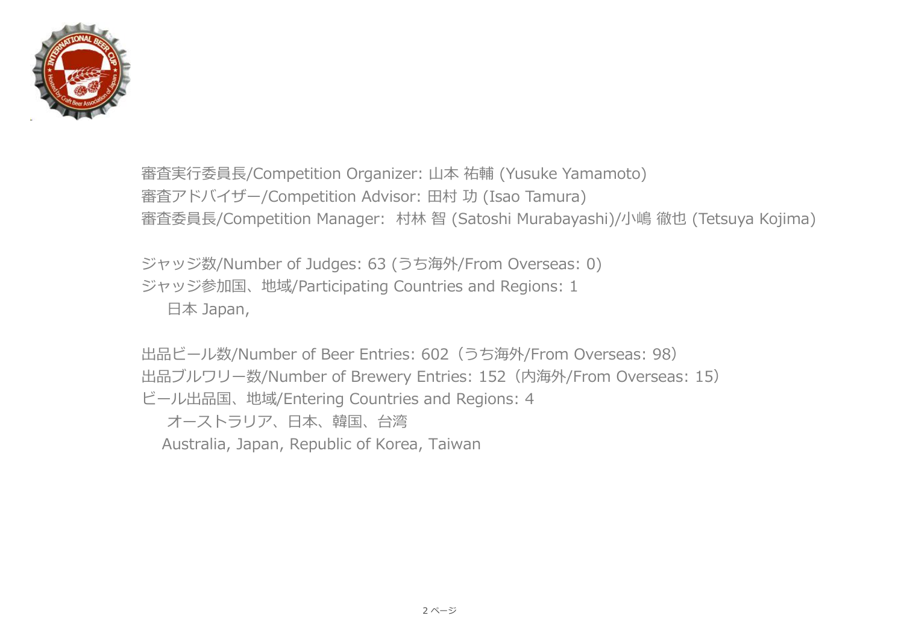審査実行委員長/Competition Organizer: 山本 祐輔 (Yusuke Yamamoto)
審査アドバイザー/Competition Advisor: 田村 功 (Isao Tamura)
審査委員長/Competition Manager:  村林 智 (Satoshi Murabayashi)/小嶋 徹也 (Tetsuya Kojima)

ジャッジ数/Number of Judges: 63 (うち海外/From Overseas: 0)
ジャッジ参加国、地域/Participating Countries and Regions: 1
日本 Japan,

出品ビール数/Number of Beer Entries: 602（うち海外/From Overseas: 98）
出品ブルワリー数/Number of Brewery Entries: 152（内海外/From Overseas: 15）
ビール出品国、地域/Entering Countries and Regions: 4
オーストラリア、日本、韓国、台湾
Australia, Japan, Republic of Korea, Taiwan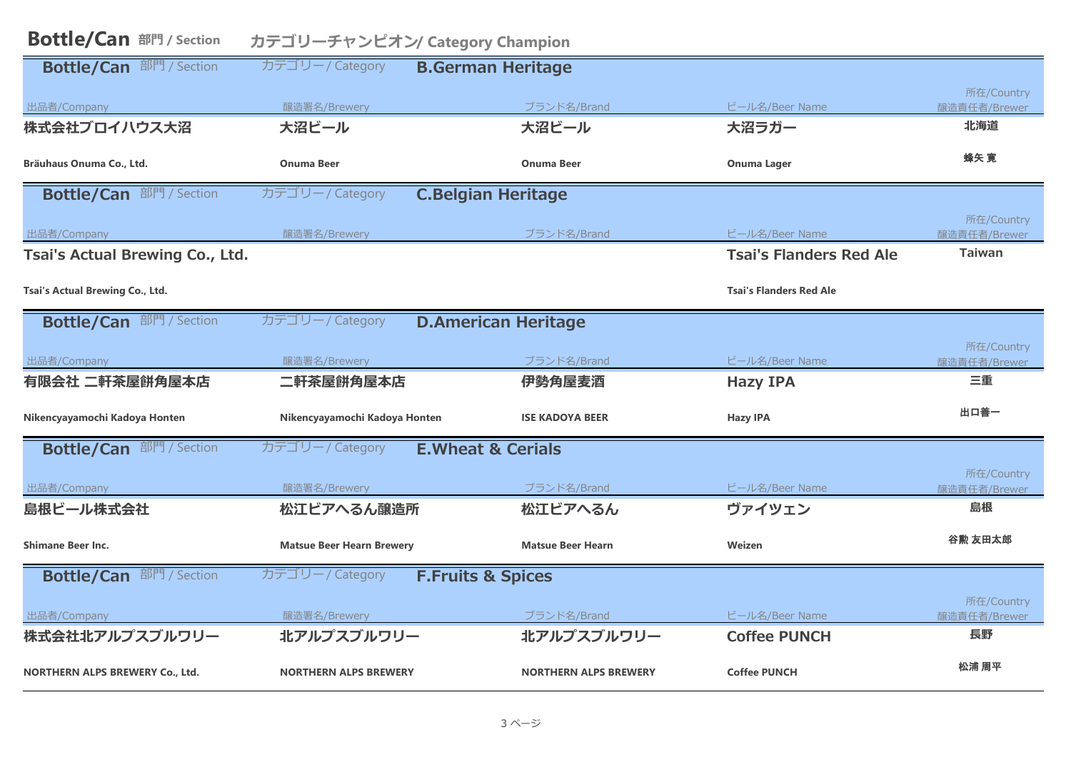# Bottle/Can 部門 / Section　カテゴリーチャンピオン/ Category Champion

## Bottle/Can 部門 / Section　カテゴリー / Category　B.German Heritage

| 出品者/Company | 醸造署名/Brewery | ブランド名/Brand | ビール名/Beer Name | 所在/Country 醸造責任者/Brewer |
|---|---|---|---|---|
| 株式会社ブロイハウス大沼 | 大沼ビール | 大沼ビール | 大沼ラガー | 北海道 |
| Bräuhaus Onuma Co., Ltd. | Onuma Beer | Onuma Beer | Onuma Lager | 蜂矢 寛 |

## Bottle/Can 部門 / Section　カテゴリー / Category　C.Belgian Heritage

| 出品者/Company | 醸造署名/Brewery | ブランド名/Brand | ビール名/Beer Name | 所在/Country 醸造責任者/Brewer |
|---|---|---|---|---|
| Tsai's Actual Brewing Co., Ltd. | | | Tsai's Flanders Red Ale | Taiwan |
| Tsai's Actual Brewing Co., Ltd. | | | Tsai's Flanders Red Ale | |

## Bottle/Can 部門 / Section　カテゴリー / Category　D.American Heritage

| 出品者/Company | 醸造署名/Brewery | ブランド名/Brand | ビール名/Beer Name | 所在/Country 醸造責任者/Brewer |
|---|---|---|---|---|
| 有限会社 二軒茶屋餅角屋本店 | 二軒茶屋餅角屋本店 | 伊勢角屋麦酒 | Hazy IPA | 三重 |
| Nikencyayamochi Kadoya Honten | Nikencyayamochi Kadoya Honten | ISE KADOYA BEER | Hazy IPA | 出口善一 |

## Bottle/Can 部門 / Section　カテゴリー / Category　E.Wheat & Cerials

| 出品者/Company | 醸造署名/Brewery | ブランド名/Brand | ビール名/Beer Name | 所在/Country 醸造責任者/Brewer |
|---|---|---|---|---|
| 島根ビール株式会社 | 松江ビアへるん醸造所 | 松江ビアへるん | ヴァイツェン | 島根 |
| Shimane Beer Inc. | Matsue Beer Hearn Brewery | Matsue Beer Hearn | Weizen | 谷勲 友田太郎 |

## Bottle/Can 部門 / Section　カテゴリー / Category　F.Fruits & Spices

| 出品者/Company | 醸造署名/Brewery | ブランド名/Brand | ビール名/Beer Name | 所在/Country 醸造責任者/Brewer |
|---|---|---|---|---|
| 株式会社北アルプスブルワリー | 北アルプスブルワリー | 北アルプスブルワリー | Coffee PUNCH | 長野 |
| NORTHERN ALPS BREWERY Co., Ltd. | NORTHERN ALPS BREWERY | NORTHERN ALPS BREWERY | Coffee PUNCH | 松浦 周平 |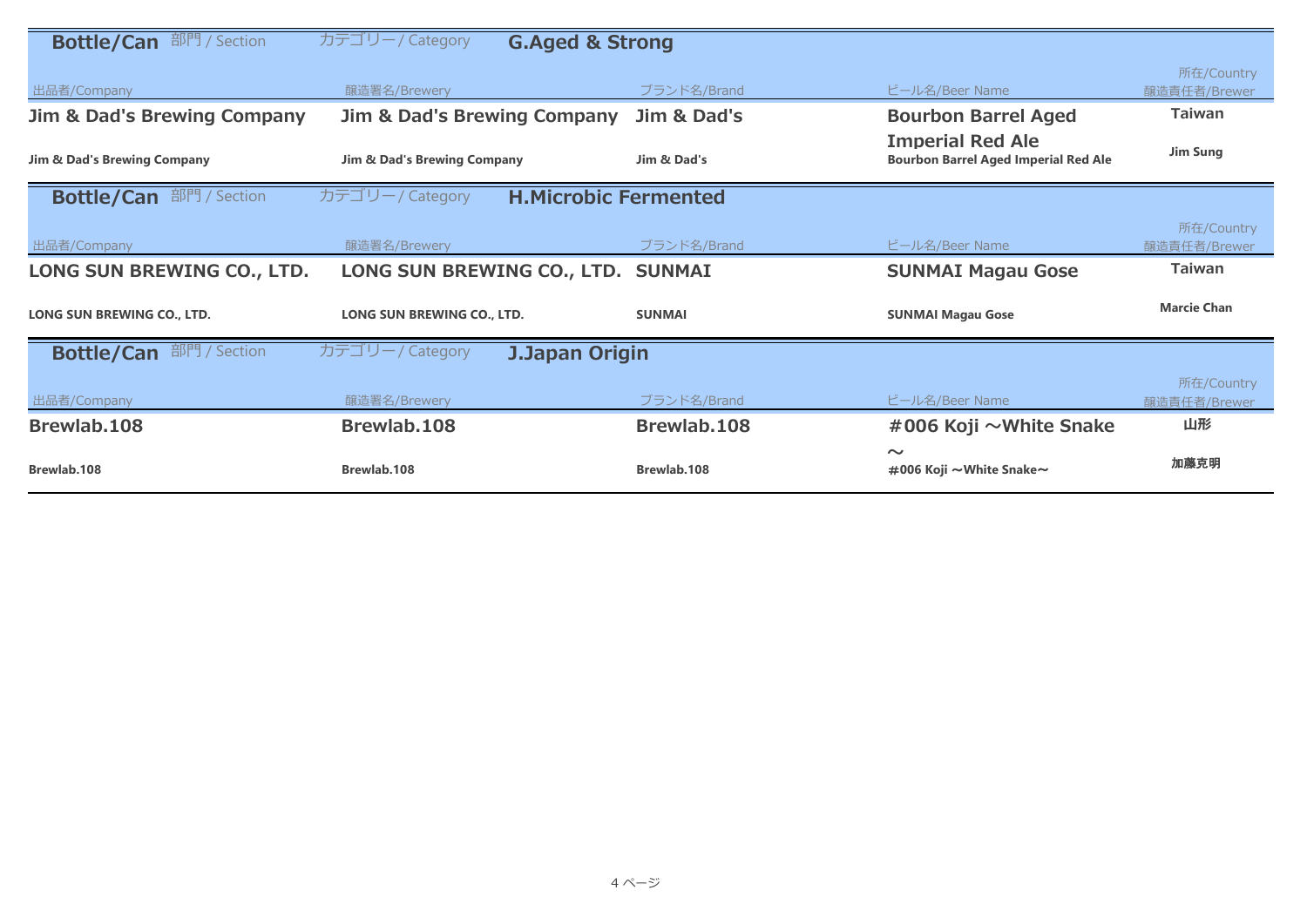## Bottle/Can 部門 / Section　カテゴリー / Category　G.Aged & Strong

| 出品者/Company | 醸造署名/Brewery | ブランド名/Brand | ビール名/Beer Name | 所在/Country 醸造責任者/Brewer |
|---|---|---|---|---|
| **Jim & Dad's Brewing Company** | **Jim & Dad's Brewing Company** | **Jim & Dad's** | **Bourbon Barrel Aged Imperial Red Ale** | **Taiwan** |
| Jim & Dad's Brewing Company | Jim & Dad's Brewing Company | Jim & Dad's | Bourbon Barrel Aged Imperial Red Ale | Jim Sung |

## Bottle/Can 部門 / Section　カテゴリー / Category　H.Microbic Fermented

| 出品者/Company | 醸造署名/Brewery | ブランド名/Brand | ビール名/Beer Name | 所在/Country 醸造責任者/Brewer |
|---|---|---|---|---|
| **LONG SUN BREWING CO., LTD.** | **LONG SUN BREWING CO., LTD.** | **SUNMAI** | **SUNMAI Magau Gose** | **Taiwan** |
| LONG SUN BREWING CO., LTD. | LONG SUN BREWING CO., LTD. | SUNMAI | SUNMAI Magau Gose | Marcie Chan |

## Bottle/Can 部門 / Section　カテゴリー / Category　J.Japan Origin

| 出品者/Company | 醸造署名/Brewery | ブランド名/Brand | ビール名/Beer Name | 所在/Country 醸造責任者/Brewer |
|---|---|---|---|---|
| **Brewlab.108** | **Brewlab.108** | **Brewlab.108** | **#006 Koji ～White Snake～** | **山形** |
| Brewlab.108 | Brewlab.108 | Brewlab.108 | #006 Koji ～White Snake～ | 加藤克明 |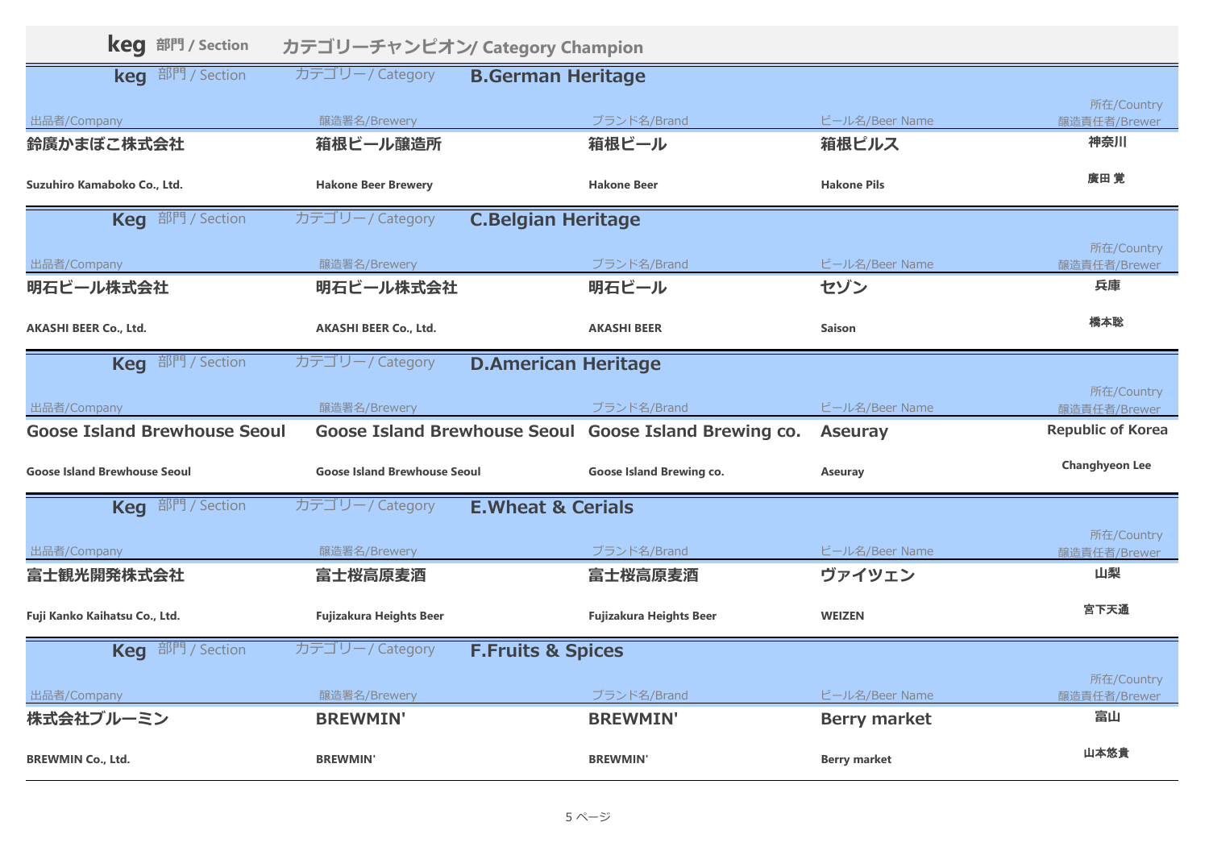## keg 部門 / Section　カテゴリーチャンピオン/ Category Champion

### keg 部門 / Section　カテゴリー / Category　B.German Heritage

| 出品者/Company | 醸造署名/Brewery | ブランド名/Brand | ビール名/Beer Name | 所在/Country 醸造責任者/Brewer |
|---|---|---|---|---|
| 鈴廣かまぼこ株式会社 | 箱根ビール醸造所 | 箱根ビール | 箱根ピルス | 神奈川 |
| Suzuhiro Kamaboko Co., Ltd. | Hakone Beer Brewery | Hakone Beer | Hakone Pils | 廣田 覚 |

### Keg 部門 / Section　カテゴリー / Category　C.Belgian Heritage

| 出品者/Company | 醸造署名/Brewery | ブランド名/Brand | ビール名/Beer Name | 所在/Country 醸造責任者/Brewer |
|---|---|---|---|---|
| 明石ビール株式会社 | 明石ビール株式会社 | 明石ビール | セゾン | 兵庫 |
| AKASHI BEER Co., Ltd. | AKASHI BEER Co., Ltd. | AKASHI BEER | Saison | 橋本聡 |

### Keg 部門 / Section　カテゴリー / Category　D.American Heritage

| 出品者/Company | 醸造署名/Brewery | ブランド名/Brand | ビール名/Beer Name | 所在/Country 醸造責任者/Brewer |
|---|---|---|---|---|
| Goose Island Brewhouse Seoul | Goose Island Brewhouse Seoul | Goose Island Brewing co. | Aseuray | Republic of Korea |
| Goose Island Brewhouse Seoul | Goose Island Brewhouse Seoul | Goose Island Brewing co. | Aseuray | Changhyeon Lee |

### Keg 部門 / Section　カテゴリー / Category　E.Wheat & Cerials

| 出品者/Company | 醸造署名/Brewery | ブランド名/Brand | ビール名/Beer Name | 所在/Country 醸造責任者/Brewer |
|---|---|---|---|---|
| 富士観光開発株式会社 | 富士桜高原麦酒 | 富士桜高原麦酒 | ヴァイツェン | 山梨 |
| Fuji Kanko Kaihatsu Co., Ltd. | Fujizakura Heights Beer | Fujizakura Heights Beer | WEIZEN | 宮下天通 |

### Keg 部門 / Section　カテゴリー / Category　F.Fruits & Spices

| 出品者/Company | 醸造署名/Brewery | ブランド名/Brand | ビール名/Beer Name | 所在/Country 醸造責任者/Brewer |
|---|---|---|---|---|
| 株式会社ブルーミン | BREWMIN' | BREWMIN' | Berry market | 富山 |
| BREWMIN Co., Ltd. | BREWMIN' | BREWMIN' | Berry market | 山本悠貴 |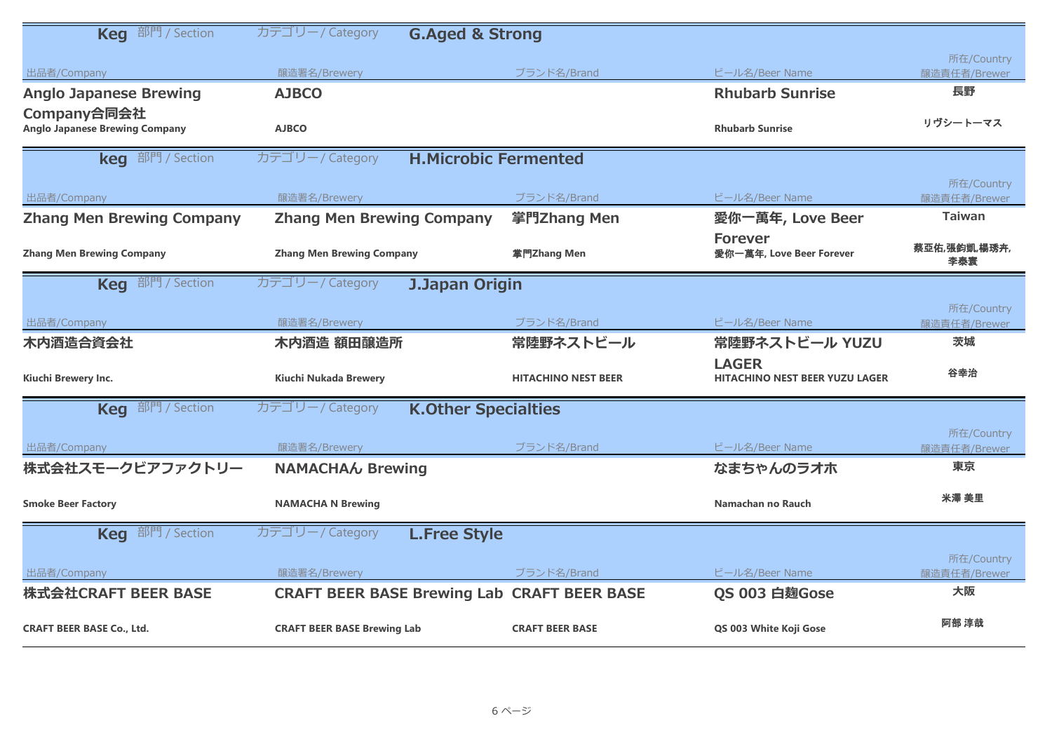## Keg 部門 / Section　カテゴリー / Category　G.Aged & Strong

| 出品者/Company | 醸造署名/Brewery | ブランド名/Brand | ビール名/Beer Name | 所在/Country 醸造責任者/Brewer |
|---|---|---|---|---|
| **Anglo Japanese Brewing Company合同会社** Anglo Japanese Brewing Company | **AJBCO** AJBCO | | **Rhubarb Sunrise** Rhubarb Sunrise | 長野 リヴシートーマス |

## keg 部門 / Section　カテゴリー / Category　H.Microbic Fermented

| 出品者/Company | 醸造署名/Brewery | ブランド名/Brand | ビール名/Beer Name | 所在/Country 醸造責任者/Brewer |
|---|---|---|---|---|
| **Zhang Men Brewing Company** Zhang Men Brewing Company | **Zhang Men Brewing Company** Zhang Men Brewing Company | **掌門Zhang Men** 掌門Zhang Men | **愛你一萬年, Love Beer Forever** 愛你一萬年, Love Beer Forever | Taiwan 蔡亞佑,張鈞凱,楊琇卉,李泰寰 |

## Keg 部門 / Section　カテゴリー / Category　J.Japan Origin

| 出品者/Company | 醸造署名/Brewery | ブランド名/Brand | ビール名/Beer Name | 所在/Country 醸造責任者/Brewer |
|---|---|---|---|---|
| **木内酒造合資会社** Kiuchi Brewery Inc. | **木内酒造 額田醸造所** Kiuchi Nukada Brewery | **常陸野ネストビール** HITACHINO NEST BEER | **常陸野ネストビール YUZU LAGER** HITACHINO NEST BEER YUZU LAGER | 茨城 谷幸治 |

## Keg 部門 / Section　カテゴリー / Category　K.Other Specialties

| 出品者/Company | 醸造署名/Brewery | ブランド名/Brand | ビール名/Beer Name | 所在/Country 醸造責任者/Brewer |
|---|---|---|---|---|
| **株式会社スモークビアファクトリー** Smoke Beer Factory | **NAMACHAん Brewing** NAMACHA N Brewing | | **なまちゃんのラオホ** Namachan no Rauch | 東京 米澤 美里 |

## Keg 部門 / Section　カテゴリー / Category　L.Free Style

| 出品者/Company | 醸造署名/Brewery | ブランド名/Brand | ビール名/Beer Name | 所在/Country 醸造責任者/Brewer |
|---|---|---|---|---|
| **株式会社CRAFT BEER BASE** CRAFT BEER BASE Co., Ltd. | **CRAFT BEER BASE Brewing Lab** CRAFT BEER BASE Brewing Lab | **CRAFT BEER BASE** CRAFT BEER BASE | **QS 003 白麹Gose** QS 003 White Koji Gose | 大阪 阿部 淳哉 |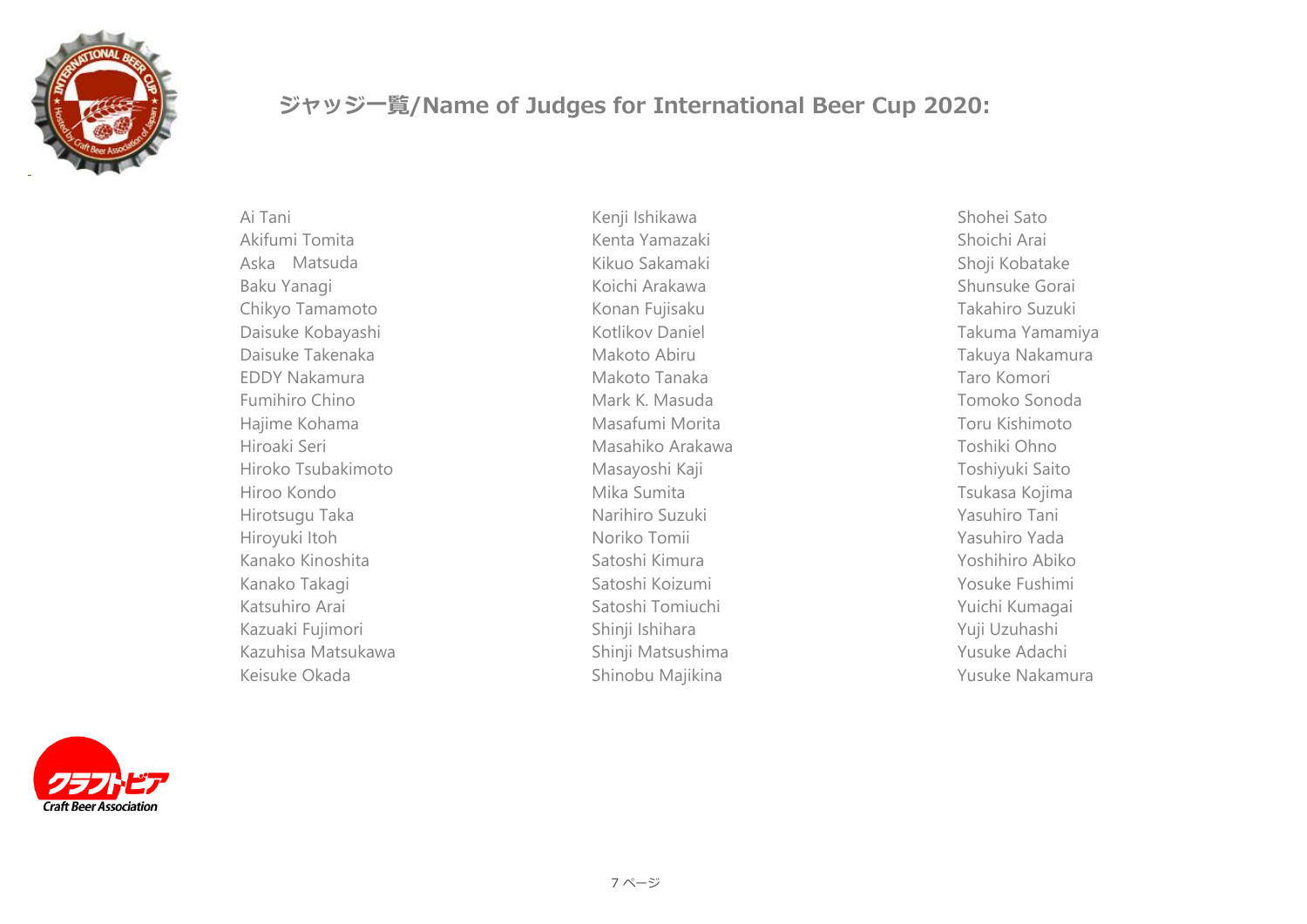## ジャッジ一覧/Name of Judges for International Beer Cup 2020:

Ai Tani
Akifumi Tomita
Aska　Matsuda
Baku Yanagi
Chikyo Tamamoto
Daisuke Kobayashi
Daisuke Takenaka
EDDY Nakamura
Fumihiro Chino
Hajime Kohama
Hiroaki Seri
Hiroko Tsubakimoto
Hiroo Kondo
Hirotsugu Taka
Hiroyuki Itoh
Kanako Kinoshita
Kanako Takagi
Katsuhiro Arai
Kazuaki Fujimori
Kazuhisa Matsukawa
Keisuke Okada
Kenji Ishikawa
Kenta Yamazaki
Kikuo Sakamaki
Koichi Arakawa
Konan Fujisaku
Kotlikov Daniel
Makoto Abiru
Makoto Tanaka
Mark K. Masuda
Masafumi Morita
Masahiko Arakawa
Masayoshi Kaji
Mika Sumita
Narihiro Suzuki
Noriko Tomii
Satoshi Kimura
Satoshi Koizumi
Satoshi Tomiuchi
Shinji Ishihara
Shinji Matsushima
Shinobu Majikina
Shohei Sato
Shoichi Arai
Shoji Kobatake
Shunsuke Gorai
Takahiro Suzuki
Takuma Yamamiya
Takuya Nakamura
Taro Komori
Tomoko Sonoda
Toru Kishimoto
Toshiki Ohno
Toshiyuki Saito
Tsukasa Kojima
Yasuhiro Tani
Yasuhiro Yada
Yoshihiro Abiko
Yosuke Fushimi
Yuichi Kumagai
Yuji Uzuhashi
Yusuke Adachi
Yusuke Nakamura